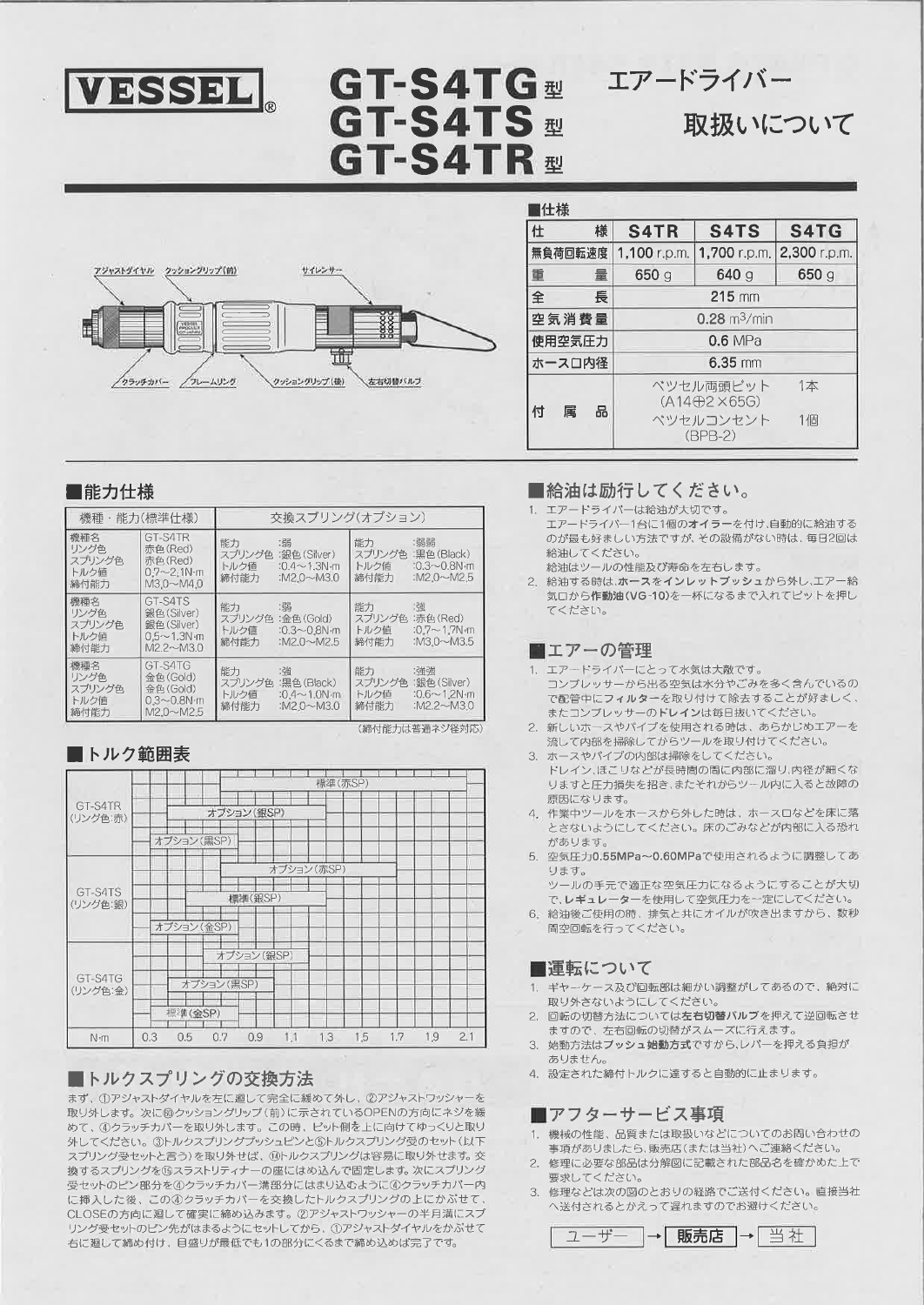# VESSEL®

# GT-S4TG型 GT-S4TS型 GT-S4TR型

## エアードライバー 取扱いについて

アジャストダイヤル　クッショングリップ(前)　サイレンサー
クラッチカバー　フレームリング　クッショングリップ(後)　左右切替バルブ

### ■仕様

| 仕様 | S4TR | S4TS | S4TG |
|---|---|---|---|
| 無負荷回転速度 | 1,100 r.p.m. | 1,700 r.p.m. | 2,300 r.p.m. |
| 重量 | 650 g | 640 g | 650 g |
| 全長 | 215 mm | | |
| 空気消費量 | 0.28 $m^3$/min | | |
| 使用空気圧力 | 0.6 MPa | | |
| ホース口内径 | 6.35 mm | | |
| 付属品 | ベツセル両頭ビット 1本 (A14⊕2×65G) ベツセルコンセント 1個 (BPB-2) | | |

### ■能力仕様

| 機種・能力(標準仕様) | | 交換スプリング(オプション) | |
|---|---|---|---|
| 機種名<br>リング色<br>スプリング色<br>トルク値<br>締付能力 | GT-S4TR<br>赤色(Red)<br>赤色(Red)<br>0.7~2.1N·m<br>M3.0~M4.0 | 能力 :弱<br>スプリング色 :銀色(Silver)<br>トルク値 :0.4~1.3N·m<br>締付能力 :M2.0~M3.0 | 能力 :弱弱<br>スプリング色 :黒色(Black)<br>トルク値 :0.3~0.8N·m<br>締付能力 :M2.0~M2.5 |
| 機種名<br>リング色<br>スプリング色<br>トルク値<br>締付能力 | GT-S4TS<br>銀色(Silver)<br>銀色(Silver)<br>0.5~1.3N·m<br>M2.2~M3.0 | 能力 :弱<br>スプリング色 :金色(Gold)<br>トルク値 :0.3~0.8N·m<br>締付能力 :M2.0~M2.5 | 能力 :強<br>スプリング色 :赤色(Red)<br>トルク値 :0.7~1.7N·m<br>締付能力 :M3.0~M3.5 |
| 機種名<br>リング色<br>スプリング色<br>トルク値<br>締付能力 | GT-S4TG<br>金色(Gold)<br>金色(Gold)<br>0.3~0.8N·m<br>M2.0~M2.5 | 能力 :強<br>スプリング色 :黒色(Black)<br>トルク値 :0.4~1.0N·m<br>締付能力 :M2.0~M3.0 | 能力 :強強<br>スプリング色 :銀色(Silver)<br>トルク値 :0.6~1.2N·m<br>締付能力 :M2.2~M3.0 |

(締付能力は普通ネジ径対応)

### ■トルク範囲表

| 機種 | スプリング |
|---|---|
| GT-S4TR (リング色:赤) | 標準(赤SP) |
| | オプション(銀SP) |
| | オプション(黒SP) |
| GT-S4TS (リング色:銀) | オプション(赤SP) |
| | 標準(銀SP) |
| | オプション(金SP) |
| GT-S4TG (リング色:金) | オプション(銀SP) |
| | オプション(黒SP) |
| | 標準(金SP) |

N·m: 0.3 0.5 0.7 0.9 1.1 1.3 1.5 1.7 1.9 2.1

### ■トルクスプリングの交換方法

まず、①アジャストダイヤルを左に廻して完全に緩めて外し、②アジャストワッシャーを取り外します。次に⑯クッショングリップ(前)に示されているOPENの方向にネジを緩めて、④クラッチカバーを取り外します。この時、ビット側を上に向けてゆっくりと取り外してください。③トルクスプリングプッシュピンと⑤トルクスプリング受のセット(以下スプリング受セットと言う)を取り外せば、⑭トルクスプリングは容易に取り外せます。交換するスプリングを⑮スラストリティナーの座にはめ込んで固定します。次にスプリング受セットのピン部分を④クラッチカバー溝部分にはまり込むように④クラッチカバー内に挿入した後、この④クラッチカバーを交換したトルクスプリングの上にかぶせて、CLOSEの方向に廻して確実に締め込みます。②アジャストワッシャーの半月溝にスプリング受セットのピン先がはまるようにセットしてから、①アジャストダイヤルをかぶせて右に廻して締め付け、目盛りが最低でも1の部分にくるまで締め込めば完了です。

### ■給油は励行してください。

1. エアードライバーは給油が大切です。
   エアードライバー1台に1個の**オイラー**を付け,自動的に給油するのが最も好ましい方法ですが,その設備がない時は,毎日2回は給油してください。
   給油はツールの性能及び寿命を左右します。
2. 給油する時は,**ホース**を**インレットブッシュ**から外し,エアー給気口から**作動油**(VG-10)を一杯になるまで入れてビットを押してください。

### ■エアーの管理

1. エアードライバーにとって水気は大敵です。
   コンプレッサーから出る空気は水分やごみを多く含んでいるので配管中に**フィルター**を取り付けて除去することが好ましく、またコンプレッサーの**ドレイン**は毎日抜いてください。
2. 新しいホースやパイプを使用される時は、あらかじめエアーを流して内部を掃除してからツールを取り付けてください。
3. ホースやパイプの内部は掃除をしてください。
   ドレイン,ほこりなどが長時間の間に内部に溜り,内径が細くなりますと圧力損失を招き,またそれからツール内に入ると故障の原因になります。
4. 作業中ツールをホースから外した時は、ホース口などを床に落とさないようにしてください。床のごみなどが内部に入る恐れがあります。
5. 空気圧力**0.55MPa~0.60MPa**で使用されるように調整してあります。
   ツールの手元で適正な空気圧力になるようにすることが大切で、**レギュレーター**を使用して空気圧力を一定にしてください。
6. 給油後ご使用の時、排気と共にオイルが吹き出ますから、数秒間空回転を行ってください。

### ■運転について

1. ギヤーケース及び回転部は細かい調整がしてあるので、絶対に取り外さないようにしてください。
2. 回転の切替方法については**左右切替バルブ**を押えて逆回転させますので、左右回転の切替がスムーズに行えます。
3. 始動方法は**プッシュ始動方式**ですから,レバーを押える負担がありません。
4. 設定された締付トルクに達すると自動的に止まります。

### ■アフターサービス事項

1. 機械の性能、品質または取扱いなどについてのお問い合わせの事項がありましたら、販売店(または当社)へご連絡ください。
2. 修理に必要な部品は分解図に記載された部品名を確かめた上で要求してください。
3. 修理などは次の図のとおりの経路でご送付ください。直接当社へ送付されるとかえって遅れますのでお避けください。

ユーザー → 販売店 → 当社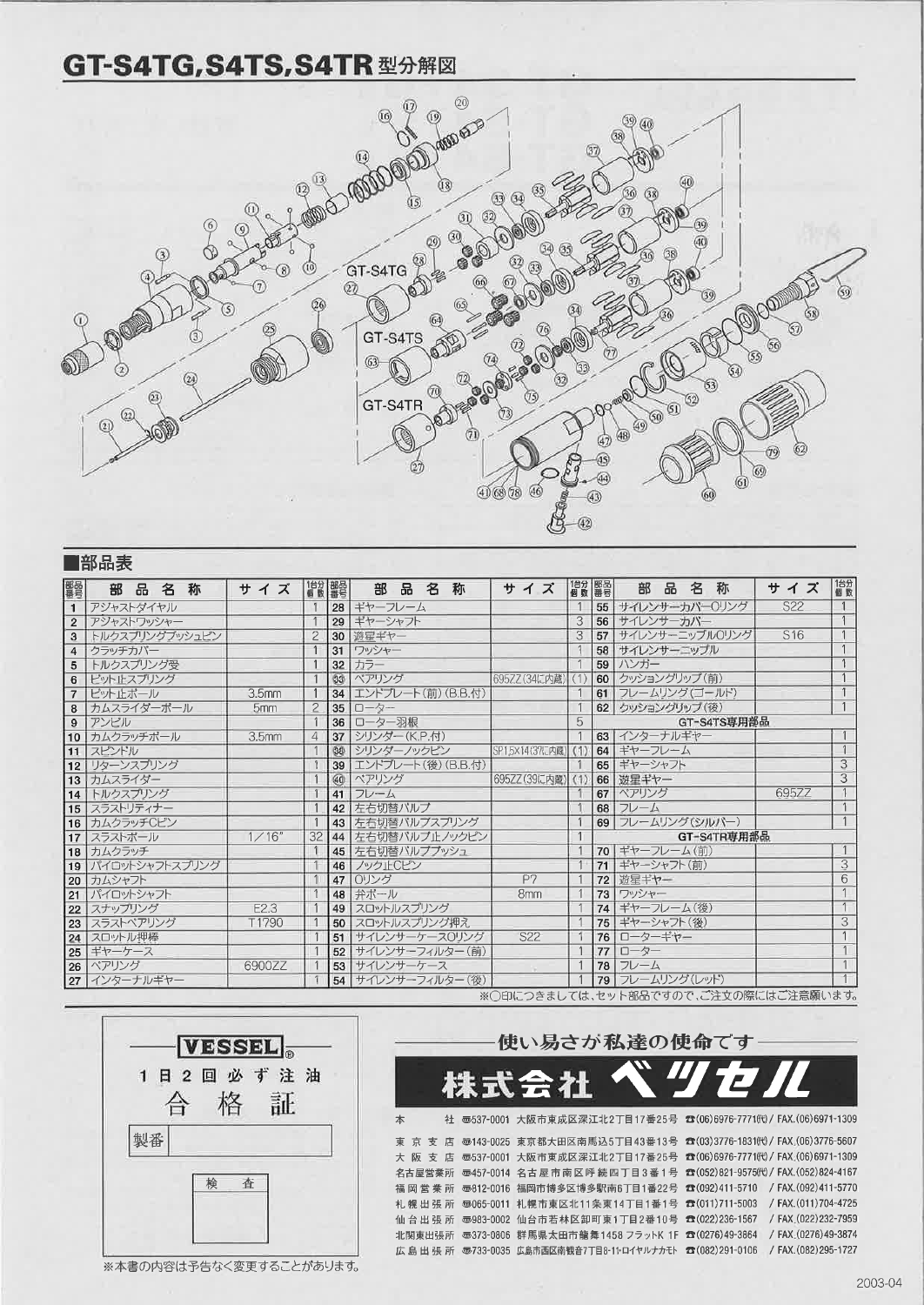# GT-S4TG,S4TS,S4TR 型分解図

GT-S4TG

GT-S4TS

GT-S4TR

## ■部品表

| 部品番号 | 部品名称 | サイズ | 1台分個数 | 部品番号 | 部品名称 | サイズ | 1台分個数 | 部品番号 | 部品名称 | サイズ | 1台分個数 |
|---|---|---|---|---|---|---|---|---|---|---|---|
| 1 | アジャストダイヤル | | 1 | 28 | ギヤーフレーム | | 1 | 55 | サイレンサーカバーOリング | S22 | 1 |
| 2 | アジャストワッシャー | | 1 | 29 | ギヤーシャフト | | 3 | 56 | サイレンサーカバー | | 1 |
| 3 | トルクスプリングブッシュピン | | 2 | 30 | 遊星ギヤー | | 3 | 57 | サイレンサーニップルOリング | S16 | 1 |
| 4 | クラッチカバー | | 1 | 31 | ワッシャー | | 1 | 58 | サイレンサーニップル | | 1 |
| 5 | トルクスプリング受 | | 1 | 32 | カラー | | 1 | 59 | ハンガー | | 1 |
| 6 | ビット止スプリング | | 1 | ㉝ | ベアリング | 695ZZ(34に内蔵) | (1) | 60 | クッショングリップ(前) | | 1 |
| 7 | ビット止ボール | 3.5mm | 1 | 34 | エンドプレート(前)(B.B.付) | | 1 | 61 | フレームリング(ゴールド) | | 1 |
| 8 | カムスライダーボール | 5mm | 2 | 35 | ローター | | 1 | 62 | クッショングリップ(後) | | 1 |
| 9 | アンビル | | 1 | 36 | ローター羽根 | | 5 | | GT-S4TS専用部品 | | |
| 10 | カムクラッチボール | 3.5mm | 4 | 37 | シリンダー(K.P.付) | | 1 | 63 | インターナルギヤー | | 1 |
| 11 | スピンドル | | 1 | ㊳ | シリンダーノックピン | SP1.5X14(37に内蔵) | (1) | 64 | ギヤーフレーム | | 1 |
| 12 | リターンスプリング | | 1 | 39 | エンドプレート(後)(B.B.付) | | 1 | 65 | ギヤーシャフト | | 3 |
| 13 | カムスライダー | | 1 | ㊵ | ベアリング | 695ZZ(39に内蔵) | (1) | 66 | 遊星ギヤー | | 3 |
| 14 | トルクスプリング | | 1 | 41 | フレーム | | 1 | 67 | ベアリング | 695ZZ | 1 |
| 15 | スラストリティナー | | 1 | 42 | 左右切替バルブ | | 1 | 68 | フレーム | | 1 |
| 16 | カムクラッチCピン | | 1 | 43 | 左右切替バルブスプリング | | 1 | 69 | フレームリング(シルバー) | | 1 |
| 17 | スラストボール | 1/16" | 32 | 44 | 左右切替バルブ止ノックピン | | 1 | | GT-S4TR専用部品 | | |
| 18 | カムクラッチ | | 1 | 45 | 左右切替バルブプッシュ | | 1 | 70 | ギヤーフレーム(前) | | 1 |
| 19 | パイロットシャフトスプリング | | 1 | 46 | ノックピンCピン | | 1 | 71 | ギヤーシャフト(前) | | 3 |
| 20 | カムシャフト | | 1 | 47 | Oリング | P7 | 1 | 72 | 遊星ギヤー | | 6 |
| 21 | パイロットシャフト | | 1 | 48 | 弁ボール | 8mm | 1 | 73 | ワッシャー | | 1 |
| 22 | スナップリング | E2.3 | 1 | 49 | スロットルスプリング | | 1 | 74 | ギヤーフレーム(後) | | 1 |
| 23 | スラストベアリング | T1790 | 1 | 50 | スロットルスプリング押え | | 1 | 75 | ギヤーシャフト(後) | | 3 |
| 24 | スロットル押棒 | | 1 | 51 | サイレンサーケースOリング | S22 | 1 | 76 | ローターギヤー | | 1 |
| 25 | ギヤーケース | | 1 | 52 | サイレンサーフィルター(前) | | 1 | 77 | ローター | | 1 |
| 26 | ベアリング | 6900ZZ | 1 | 53 | サイレンサーケース | | 1 | 78 | フレーム | | 1 |
| 27 | インターナルギヤー | | 1 | 54 | サイレンサーフィルター(後) | | 1 | 79 | フレームリング(レッド) | | 1 |

※○印につきましては、セット部品ですので、ご注文の際にはご注意願います。

**VESSEL**®

1日2回必ず注油

合格証

製番

検査

※本書の内容は予告なく変更することがあります。

使い易さが私達の使命です

# 株式会社 ベッセル

| | | | | |
|---|---|---|---|---|
| 本社 | 〒537-0001 | 大阪市東成区深江北2丁目17番25号 | ☎(06)6976-7771(代) | / FAX.(06)6971-1309 |
| 東京支店 | 〒143-0025 | 東京都大田区南馬込5丁目43番13号 | ☎(03)3776-1831(代) | / FAX.(03)3776-5607 |
| 大阪支店 | 〒537-0001 | 大阪市東成区深江北2丁目17番25号 | ☎(06)6976-7771(代) | / FAX.(06)6971-1309 |
| 名古屋営業所 | 〒457-0014 | 名古屋市南区呼続四丁目3番1号 | ☎(052)821-9575(代) | / FAX.(052)824-4167 |
| 福岡営業所 | 〒812-0016 | 福岡市博多区博多駅南6丁目1番22号 | ☎(092)411-5710 | / FAX.(092)411-5770 |
| 札幌出張所 | 〒065-0011 | 札幌市東区北11条東14丁目1番1号 | ☎(011)711-5003 | / FAX.(011)704-4725 |
| 仙台出張所 | 〒983-0002 | 仙台市若林区卸町東1丁目2番10号 | ☎(022)236-1567 | / FAX.(022)232-7959 |
| 北関東出張所 | 〒373-0806 | 群馬県太田市龍舞1458 フラットK 1F | ☎(0276)49-3864 | / FAX.(0276)49-3874 |
| 広島出張所 | 〒733-0035 | 広島市西区南観音7丁目8-11・ロイヤルナカモト | ☎(082)291-0106 | / FAX.(082)295-1727 |

2003-04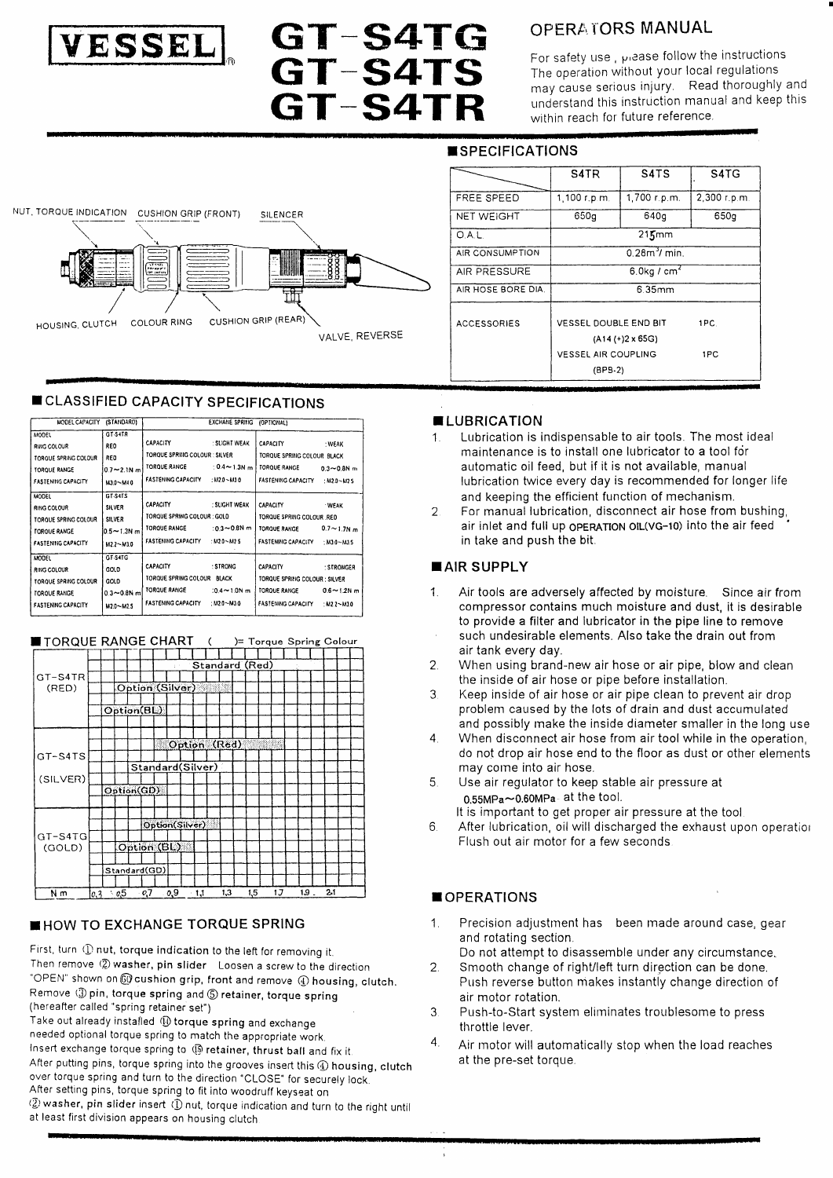VESSEL®

# GT-S4TG GT-S4TS GT-S4TR

## OPERATORS MANUAL

For safety use , please follow the instructions. The operation without your local regulations may cause serious injury. Read thoroughly and understand this instruction manual and keep this within reach for future reference.

NUT, TORQUE INDICATION  CUSHION GRIP (FRONT)  SILENCER

HOUSING, CLUTCH  COLOUR RING  CUSHION GRIP (REAR)  VALVE, REVERSE

## ■SPECIFICATIONS

| | S4TR | S4TS | S4TG |
|---|---|---|---|
| FREE SPEED | 1,100 r.p.m. | 1,700 r.p.m. | 2,300 r.p.m. |
| NET WEIGHT | 650g | 640g | 650g |
| O.A.L. | 215mm | | |
| AIR CONSUMPTION | 0.28m³/ min. | | |
| AIR PRESSURE | 6.0kg / cm² | | |
| AIR HOSE BORE DIA. | 6.35mm | | |
| ACCESSORIES | VESSEL DOUBLE END BIT 1PC. (A14 (+)2 x 65G) VESSEL AIR COUPLING 1PC (BPB-2) | | |

## ■CLASSIFIED CAPACITY SPECIFICATIONS

| MODEL CAPACITY (STANDARD) | | EXCHANGE SPRING (OPTIONAL) | |
|---|---|---|---|
| MODEL | GT-S4TR | | |
| RING COLOUR | RED | CAPACITY : SLIGHT WEAK | CAPACITY : WEAK |
| TORQUE SPRING COLOUR | RED | TORQUE SPRING COLOUR : SILVER | TORQUE SPRING COLOUR BLACK |
| TORQUE RANGE | 0.7~2.1N m | TORQUE RANGE : 0.4~1.3N m | TORQUE RANGE 0.3~0.8N m |
| FASTENING CAPACITY | M3.0~M4.0 | FASTENING CAPACITY : M2.0~M3.0 | FASTENING CAPACITY : M2.0~M2.5 |
| MODEL | GT-S4TS | | |
| RING COLOUR | SILVER | CAPACITY : SLIGHT WEAK | CAPACITY : WEAK |
| TORQUE SPRING COLOUR | SILVER | TORQUE SPRING COLOUR : GOLD | TORQUE SPRING COLOUR RED |
| TORQUE RANGE | 0.5~1.3N m | TORQUE RANGE : 0.3~0.8N m | TORQUE RANGE 0.7~1.7N m |
| FASTENING CAPACITY | M2.2~M3.0 | FASTENING CAPACITY : M2.0~M2.5 | FASTENING CAPACITY : M3.0~M3.5 |
| MODEL | GT-S4TG | | |
| RING COLOUR | GOLD | CAPACITY : STRONG | CAPACITY : STRONGER |
| TORQUE SPRING COLOUR | GOLD | TORQUE SPRING COLOUR BLACK | TORQUE SPRING COLOUR : SILVER |
| TORQUE RANGE | 0.3~0.8N m | TORQUE RANGE : 0.4~1.0N m | TORQUE RANGE 0.6~1.2N m |
| FASTENING CAPACITY | M2.0~M2.5 | FASTENING CAPACITY : M2.0~M3.0 | FASTENING CAPACITY : M2.2~M3.0 |

## ■TORQUE RANGE CHART ( )= Torque Spring Colour

| Model | Spring |
|---|---|
| GT-S4TR (RED) | Standard (Red) |
| | Option (Silver) |
| | Option(BL) |
| GT-S4TS (SILVER) | Option (Red) |
| | Standard(Silver) |
| | Option(GD) |
| GT-S4TG (GOLD) | Option(Silver) |
| | Option (BL) |
| | Standard(GD) |

N m: 0.3 0.5 0.7 0.9 1.1 1.3 1.5 1.7 1.9 2.1

## ■HOW TO EXCHANGE TORQUE SPRING

First, turn ① nut, torque indication to the left for removing it.
Then remove ② washer, pin slider. Loosen a screw to the direction "OPEN" shown on ⑥ cushion grip, front and remove ④ housing, clutch.
Remove ③ pin, torque spring and ⑤ retainer, torque spring (hereafter called "spring retainer set")
Take out already installed ⑩ torque spring and exchange needed optional torque spring to match the appropriate work.
Insert exchange torque spring to ⑬ retainer, thrust ball and fix it.
After putting pins, torque spring into the grooves insert this ④ housing, clutch over torque spring and turn to the direction "CLOSE" for securely lock.
After setting pins, torque spring to fit into woodruff keyseat on ② washer, pin slider insert ① nut, torque indication and turn to the right until at least first division appears on housing clutch

## ■LUBRICATION

1. Lubrication is indispensable to air tools. The most ideal maintenance is to install one lubricator to a tool for automatic oil feed, but if it is not available, manual lubrication twice every day is recommended for longer life and keeping the efficient function of mechanism.
2. For manual lubrication, disconnect air hose from bushing, air inlet and full up OPERATION OIL(VG-10) into the air feed in take and push the bit.

## ■AIR SUPPLY

1. Air tools are adversely affected by moisture. Since air from compressor contains much moisture and dust, it is desirable to provide a filter and lubricator in the pipe line to remove such undesirable elements. Also take the drain out from air tank every day.
2. When using brand-new air hose or air pipe, blow and clean the inside of air hose or pipe before installation.
3. Keep inside of air hose or air pipe clean to prevent air drop problem caused by the lots of drain and dust accumulated and possibly make the inside diameter smaller in the long use.
4. When disconnect air hose from air tool while in the operation, do not drop air hose end to the floor as dust or other elements may come into air hose.
5. Use air regulator to keep stable air pressure at 0.55MPa~0.60MPa at the tool.
   It is important to get proper air pressure at the tool.
6. After lubrication, oil will discharged the exhaust upon operation. Flush out air motor for a few seconds.

## ■OPERATIONS

1. Precision adjustment has been made around case, gear and rotating section.
   Do not attempt to disassemble under any circumstance.
2. Smooth change of right/left turn direction can be done. Push reverse button makes instantly change direction of air motor rotation.
3. Push-to-Start system eliminates troublesome to press throttle lever.
4. Air motor will automatically stop when the load reaches at the pre-set torque.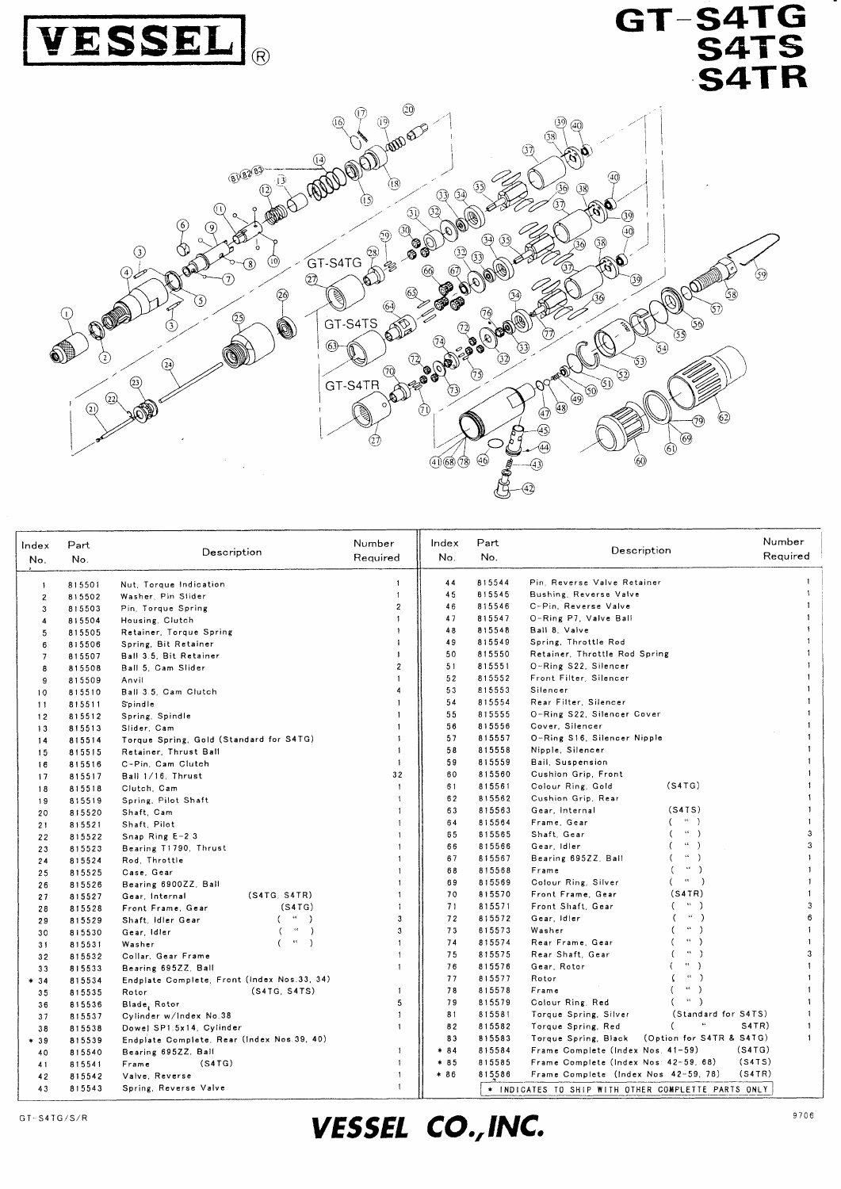# VESSEL®

# GT-S4TG S4TS S4TR

GT-S4TG

GT-S4TS

GT-S4TR

| Index No. | Part No. | Description | Number Required |
|---|---|---|---|
| 1 | 815501 | Nut, Torque Indication | 1 |
| 2 | 815502 | Washer, Pin Slider | 1 |
| 3 | 815503 | Pin, Torque Spring | 2 |
| 4 | 815504 | Housing, Clutch | 1 |
| 5 | 815505 | Retainer, Torque Spring | 1 |
| 6 | 815506 | Spring, Bit Retainer | 1 |
| 7 | 815507 | Ball 3.5, Bit Retainer | 1 |
| 8 | 815508 | Ball 5, Cam Slider | 2 |
| 9 | 815509 | Anvil | 1 |
| 10 | 815510 | Ball 3.5, Cam Clutch | 4 |
| 11 | 815511 | Spindle | 1 |
| 12 | 815512 | Spring, Spindle | 1 |
| 13 | 815513 | Slider, Cam | 1 |
| 14 | 815514 | Torque Spring, Gold (Standard for S4TG) | 1 |
| 15 | 815515 | Retainer, Thrust Ball | 1 |
| 16 | 815516 | C-Pin, Cam Clutch | 1 |
| 17 | 815517 | Ball 1/16, Thrust | 32 |
| 18 | 815518 | Clutch, Cam | 1 |
| 19 | 815519 | Spring, Pilot Shaft | 1 |
| 20 | 815520 | Shaft, Cam | 1 |
| 21 | 815521 | Shaft, Pilot | 1 |
| 22 | 815522 | Snap Ring E-2 3 | 1 |
| 23 | 815523 | Bearing T1790, Thrust | 1 |
| 24 | 815524 | Rod, Throttle | 1 |
| 25 | 815525 | Case, Gear | 1 |
| 26 | 815526 | Bearing 6900ZZ, Ball | 1 |
| 27 | 815527 | Gear, Internal (S4TG, S4TR) | 1 |
| 28 | 815528 | Front Frame, Gear (S4TG) | 1 |
| 29 | 815529 | Shaft, Idler Gear ( " ) | 3 |
| 30 | 815530 | Gear, Idler ( " ) | 3 |
| 31 | 815531 | Washer ( " ) | 1 |
| 32 | 815532 | Collar, Gear Frame | 1 |
| 33 | 815533 | Bearing 695ZZ, Ball | 1 |
| * 34 | 815534 | Endplate Complete, Front (Index Nos.33, 34) | |
| 35 | 815535 | Rotor (S4TG, S4TS) | 1 |
| 36 | 815536 | Blade, Rotor | 5 |
| 37 | 815537 | Cylinder w/Index No.38 | 1 |
| 38 | 815538 | Dowel SP1.5x14, Cylinder | 1 |
| * 39 | 815539 | Endplate Complete, Rear (Index Nos.39, 40) | |
| 40 | 815540 | Bearing 695ZZ, Ball | 1 |
| 41 | 815541 | Frame (S4TG) | 1 |
| 42 | 815542 | Valve, Reverse | 1 |
| 43 | 815543 | Spring, Reverse Valve | 1 |
| 44 | 815544 | Pin, Reverse Valve Retainer | 1 |
| 45 | 815545 | Bushing, Reverse Valve | 1 |
| 46 | 815546 | C-Pin, Reverse Valve | 1 |
| 47 | 815547 | O-Ring P7, Valve Ball | 1 |
| 48 | 815548 | Ball 8, Valve | 1 |
| 49 | 815549 | Spring, Throttle Rod | 1 |
| 50 | 815550 | Retainer, Throttle Rod Spring | 1 |
| 51 | 815551 | O-Ring S22, Silencer | 1 |
| 52 | 815552 | Front Filter, Silencer | 1 |
| 53 | 815553 | Silencer | 1 |
| 54 | 815554 | Rear Filter, Silencer | 1 |
| 55 | 815555 | O-Ring S22, Silencer Cover | 1 |
| 56 | 815556 | Cover, Silencer | 1 |
| 57 | 815557 | O-Ring S16, Silencer Nipple | 1 |
| 58 | 815558 | Nipple, Silencer | 1 |
| 59 | 815559 | Bail, Suspension | 1 |
| 60 | 815560 | Cushion Grip, Front | 1 |
| 61 | 815561 | Colour Ring, Gold (S4TG) | 1 |
| 62 | 815562 | Cushion Grip, Rear | 1 |
| 63 | 815563 | Gear, Internal (S4TS) | 1 |
| 64 | 815564 | Frame, Gear ( " ) | 1 |
| 65 | 815565 | Shaft, Gear ( " ) | 3 |
| 66 | 815566 | Gear, Idler ( " ) | 3 |
| 67 | 815567 | Bearing 695ZZ, Ball ( " ) | 1 |
| 68 | 815568 | Frame ( " ) | 1 |
| 69 | 815569 | Colour Ring, Silver ( " ) | 1 |
| 70 | 815570 | Front Frame, Gear (S4TR) | 1 |
| 71 | 815571 | Front Shaft, Gear ( " ) | 3 |
| 72 | 815572 | Gear, Idler ( " ) | 6 |
| 73 | 815573 | Washer ( " ) | 1 |
| 74 | 815574 | Rear Frame, Gear ( " ) | 1 |
| 75 | 815575 | Rear Shaft, Gear ( " ) | 3 |
| 76 | 815576 | Gear, Rotor ( " ) | 1 |
| 77 | 815577 | Rotor ( " ) | 1 |
| 78 | 815578 | Frame ( " ) | 1 |
| 79 | 815579 | Colour Ring, Red ( " ) | 1 |
| 81 | 815581 | Torque Spring, Silver (Standard for S4TS) | 1 |
| 82 | 815582 | Torque Spring, Red ( " S4TR) | 1 |
| 83 | 815583 | Torque Spring, Black (Option for S4TR & S4TG) | 1 |
| * 84 | 815584 | Frame Complete (Index Nos. 41-59) (S4TG) | |
| * 85 | 815585 | Frame Complete (Index Nos. 42-59, 68) (S4TS) | |
| * 86 | 815586 | Frame Complete (Index Nos. 42-59, 78) (S4TR) | |

\* INDICATES TO SHIP WITH OTHER COMPLETTE PARTS ONLY

GT-S4TG/S/R

**VESSEL CO., INC.**

9706